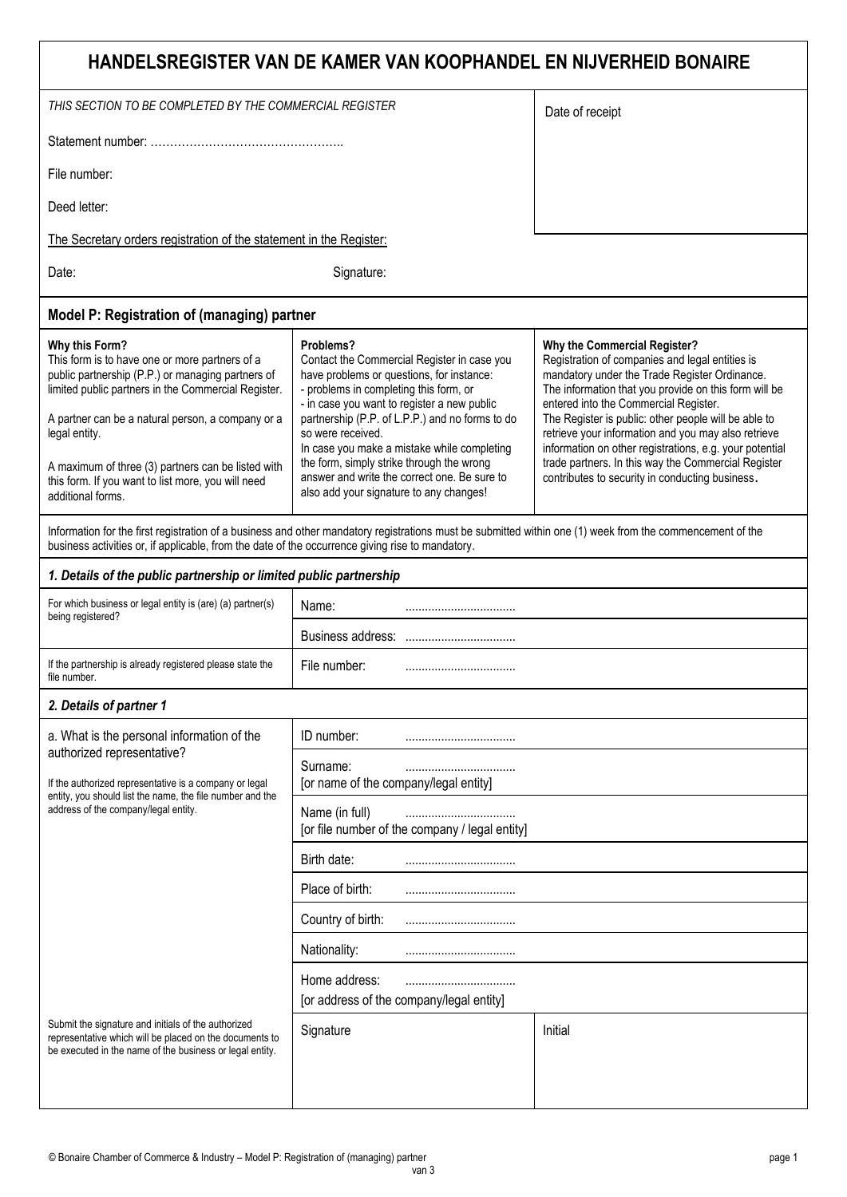# HANDELSREGISTER VAN DE KAMER VAN KOOPHANDEL EN NIJVERHEID BONAIRE

| *THIS SECTION TO BE COMPLETED BY THE COMMERCIAL REGISTER* | Date of receipt |
|---|---|
| Statement number: ………………………………………….. | |
| File number: | |
| Deed letter: | |
| The Secretary orders registration of the statement in the Register: | |
| Date: Signature: | |

## Model P: Registration of (managing) partner

| **Why this Form?** | **Problems?** | **Why the Commercial Register?** |
|---|---|---|
| This form is to have one or more partners of a public partnership (P.P.) or managing partners of limited public partners in the Commercial Register.<br><br>A partner can be a natural person, a company or a legal entity.<br><br>A maximum of three (3) partners can be listed with this form. If you want to list more, you will need additional forms. | Contact the Commercial Register in case you have problems or questions, for instance:<br>- problems in completing this form, or<br>- in case you want to register a new public partnership (P.P. of L.P.P.) and no forms to do so were received.<br>In case you make a mistake while completing the form, simply strike through the wrong answer and write the correct one. Be sure to also add your signature to any changes! | Registration of companies and legal entities is mandatory under the Trade Register Ordinance. The information that you provide on this form will be entered into the Commercial Register.<br>The Register is public: other people will be able to retrieve your information and you may also retrieve information on other registrations, e.g. your potential trade partners. In this way the Commercial Register contributes to security in conducting business. |

Information for the first registration of a business and other mandatory registrations must be submitted within one (1) week from the commencement of the business activities or, if applicable, from the date of the occurrence giving rise to mandatory.

### *1. Details of the public partnership or limited public partnership*

| | |
|---|---|
| For which business or legal entity is (are) (a) partner(s) being registered? | Name: .................................. |
| | Business address: .................................. |
| If the partnership is already registered please state the file number. | File number: .................................. |

### *2. Details of partner 1*

| | | |
|---|---|---|
| a. What is the personal information of the authorized representative?<br><br>If the authorized representative is a company or legal entity, you should list the name, the file number and the address of the company/legal entity. | ID number: .................................. | |
| | Surname: ..................................<br>[or name of the company/legal entity] | |
| | Name (in full) ..................................<br>[or file number of the company / legal entity] | |
| | Birth date: .................................. | |
| | Place of birth: .................................. | |
| | Country of birth: .................................. | |
| | Nationality: .................................. | |
| | Home address: ..................................<br>[or address of the company/legal entity] | |
| Submit the signature and initials of the authorized representative which will be placed on the documents to be executed in the name of the business or legal entity. | Signature | Initial |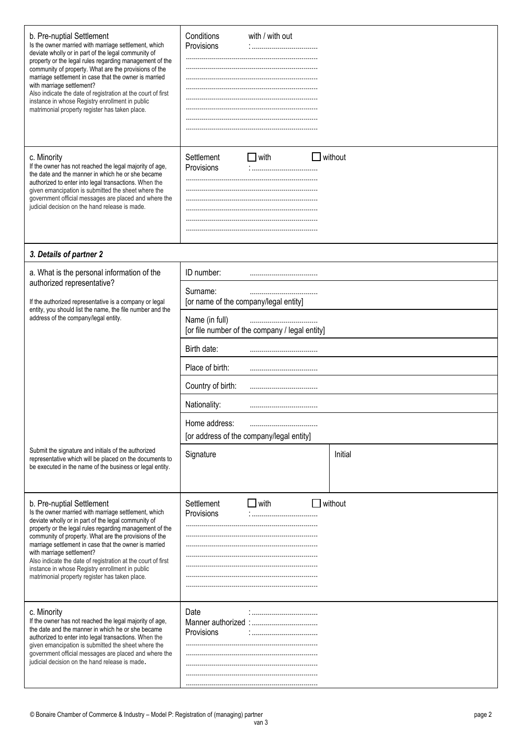| | |
|---|---|
| b. Pre-nuptial Settlement<br>Is the owner married with marriage settlement, which deviate wholly or in part of the legal community of property or the legal rules regarding management of the community of property. What are the provisions of the marriage settlement in case that the owner is married with marriage settlement?<br>Also indicate the date of registration at the court of first instance in whose Registry enrollment in public matrimonial property register has taken place. | Conditions with / with out<br>Provisions : ................................<br>................................................................<br>................................................................<br>................................................................<br>................................................................<br>................................................................<br>................................................................<br>................................................................<br>................................................................ |
| c. Minority<br>If the owner has not reached the legal majority of age, the date and the manner in which he or she became authorized to enter into legal transactions. When the given emancipation is submitted the sheet where the government official messages are placed and where the judicial decision on the hand release is made. | Settlement ☐ with ☐ without<br>Provisions : ................................<br>................................................................<br>................................................................<br>................................................................<br>................................................................<br>................................................................<br>................................................................ |

### 3. Details of partner 2

| | | |
|---|---|---|
| a. What is the personal information of the authorized representative?<br><br>If the authorized representative is a company or legal entity, you should list the name, the file number and the address of the company/legal entity. | ID number: ................................ | |
| | Surname: ................................<br>[or name of the company/legal entity] | |
| | Name (in full) ................................<br>[or file number of the company / legal entity] | |
| | Birth date: ................................ | |
| | Place of birth: ................................ | |
| | Country of birth: ................................ | |
| | Nationality: ................................ | |
| | Home address: ................................<br>[or address of the company/legal entity] | |
| Submit the signature and initials of the authorized representative which will be placed on the documents to be executed in the name of the business or legal entity. | Signature | Initial |
| b. Pre-nuptial Settlement<br>Is the owner married with marriage settlement, which deviate wholly or in part of the legal community of property or the legal rules regarding management of the community of property. What are the provisions of the marriage settlement in case that the owner is married with marriage settlement?<br>Also indicate the date of registration at the court of first instance in whose Registry enrollment in public matrimonial property register has taken place. | Settlement ☐ with ☐ without<br>Provisions : ................................<br>................................................................<br>................................................................<br>................................................................<br>................................................................<br>................................................................<br>................................................................<br>................................................................ | |
| c. Minority<br>If the owner has not reached the legal majority of age, the date and the manner in which he or she became authorized to enter into legal transactions. When the given emancipation is submitted the sheet where the government official messages are placed and where the judicial decision on the hand release is made. | Date : ................................<br>Manner authorized : ................................<br>Provisions : ................................<br>................................................................<br>................................................................<br>................................................................<br>................................................................<br>................................................................ | |

© Bonaire Chamber of Commerce & Industry – Model P: Registration of (managing) partner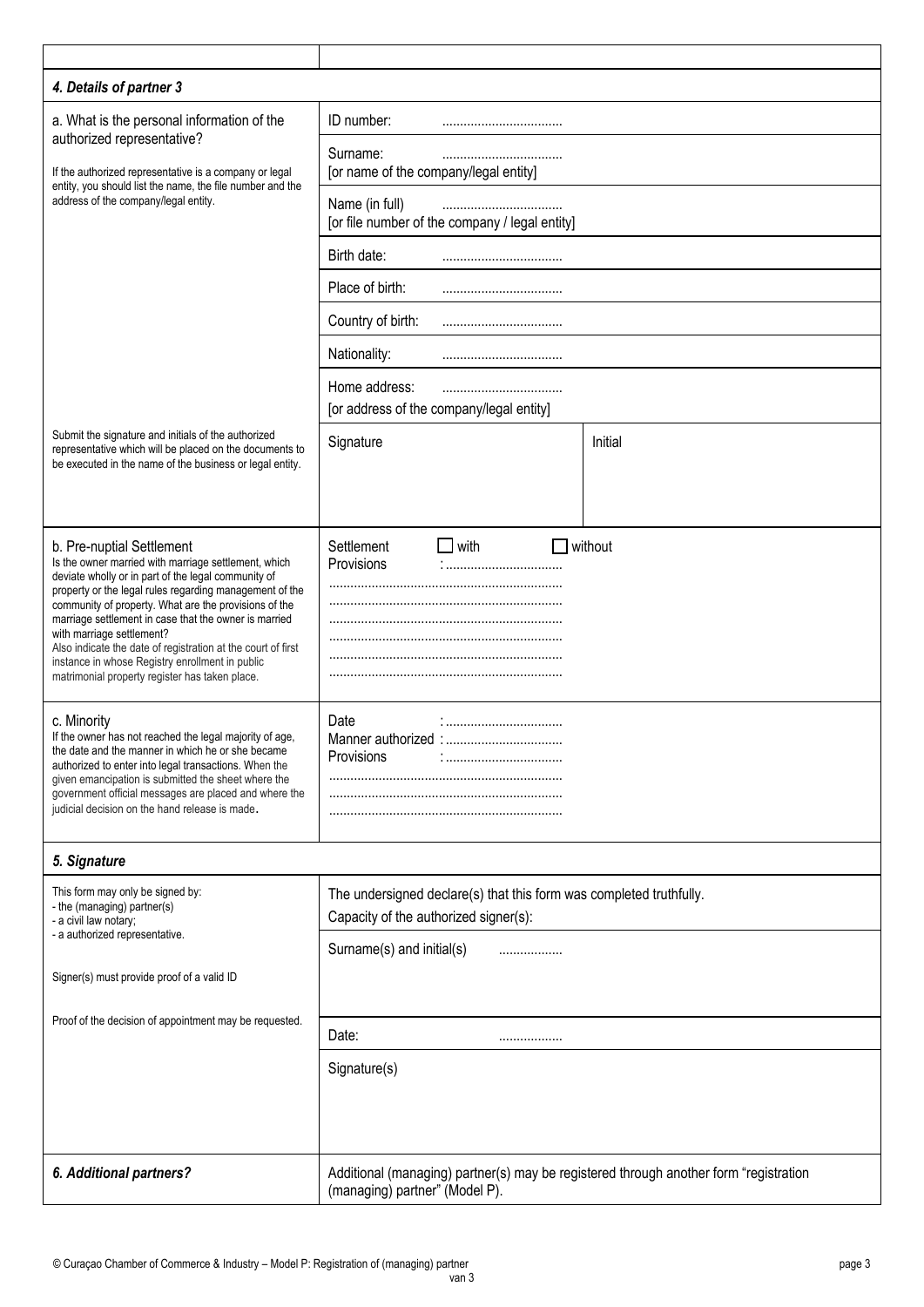| | |
|---|---|
| ***4. Details of partner 3*** | |
| a. What is the personal information of the authorized representative?<br><br>If the authorized representative is a company or legal entity, you should list the name, the file number and the address of the company/legal entity. | ID number: .................................. |
| | Surname: ..................................<br>[or name of the company/legal entity] |
| | Name (in full) ..................................<br>[or file number of the company / legal entity] |
| | Birth date: .................................. |
| | Place of birth: .................................. |
| | Country of birth: .................................. |
| | Nationality: .................................. |
| | Home address: ..................................<br>[or address of the company/legal entity] |
| Submit the signature and initials of the authorized representative which will be placed on the documents to be executed in the name of the business or legal entity. | Signature / Initial |
| b. Pre-nuptial Settlement<br>Is the owner married with marriage settlement, which deviate wholly or in part of the legal community of property or the legal rules regarding management of the community of property. What are the provisions of the marriage settlement in case that the owner is married with marriage settlement?<br>Also indicate the date of registration at the court of first instance in whose Registry enrollment in public matrimonial property register has taken place. | Settlement ☐ with ☐ without<br>Provisions : .................................<br>.................................................................<br>.................................................................<br>.................................................................<br>.................................................................<br>.................................................................<br>................................................................. |
| c. Minority<br>If the owner has not reached the legal majority of age, the date and the manner in which he or she became authorized to enter into legal transactions. When the given emancipation is submitted the sheet where the government official messages are placed and where the judicial decision on the hand release is made. | Date : .................................<br>Manner authorized : .................................<br>Provisions : .................................<br>.................................................................<br>.................................................................<br>................................................................. |
| ***5. Signature*** | |
| This form may only be signed by:<br>- the (managing) partner(s)<br>- a civil law notary;<br>- a authorized representative.<br><br>Signer(s) must provide proof of a valid ID<br><br>Proof of the decision of appointment may be requested. | The undersigned declare(s) that this form was completed truthfully.<br>Capacity of the authorized signer(s): |
| | Surname(s) and initial(s) .................. |
| | Date: .................. |
| | Signature(s) |
| ***6. Additional partners?*** | Additional (managing) partner(s) may be registered through another form "registration (managing) partner" (Model P). |

© Curaçao Chamber of Commerce & Industry – Model P: Registration of (managing) partner